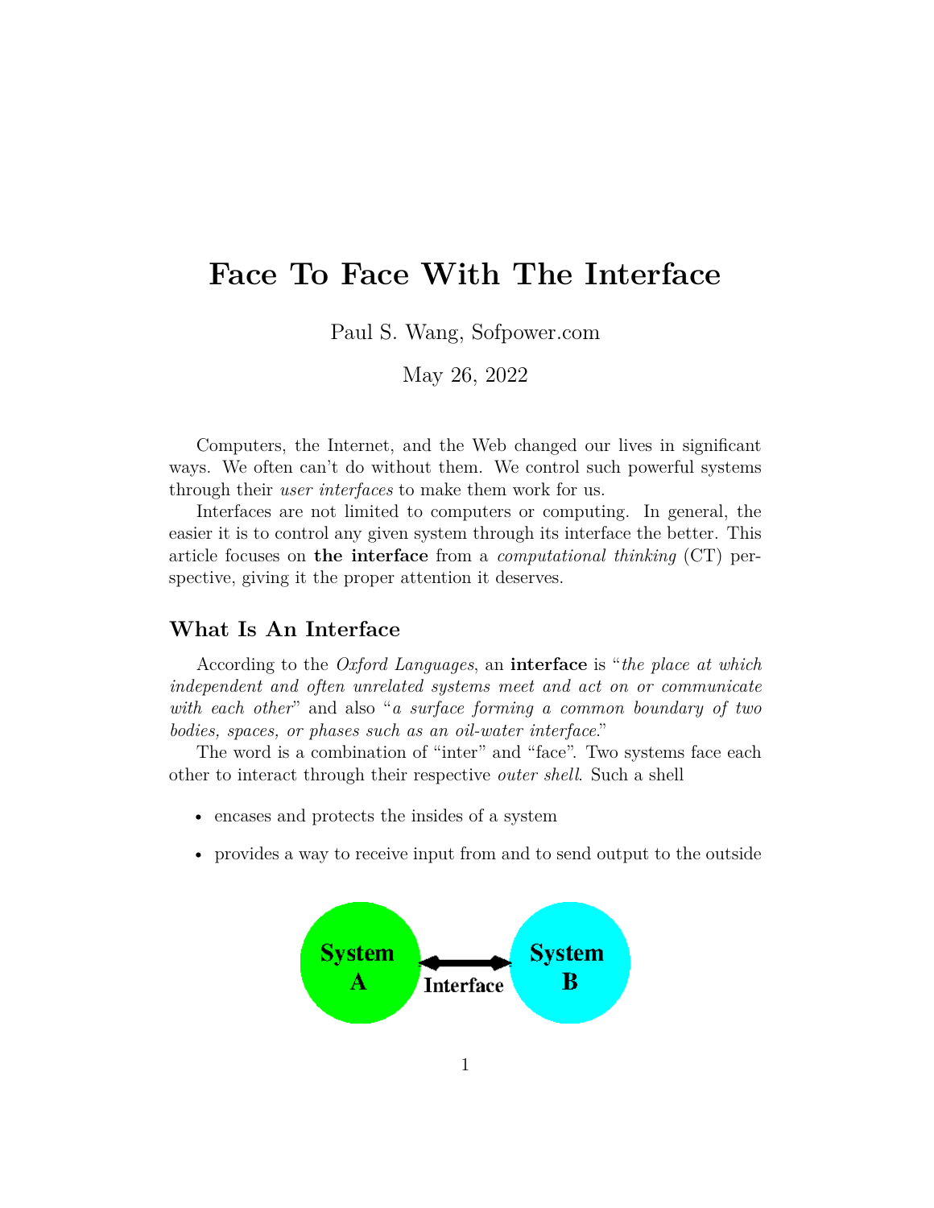# Face To Face With The Interface

Paul S. Wang, Sofpower.com

May 26, 2022

Computers, the Internet, and the Web changed our lives in significant ways. We often can't do without them. We control such powerful systems through their *user interfaces* to make them work for us.

Interfaces are not limited to computers or computing. In general, the easier it is to control any given system through its interface the better. This article focuses on **the interface** from a *computational thinking* (CT) perspective, giving it the proper attention it deserves.

## What Is An Interface

According to the *Oxford Languages*, an **interface** is "*the place at which independent and often unrelated systems meet and act on or communicate with each other*" and also "*a surface forming a common boundary of two bodies, spaces, or phases such as an oil-water interface*."

The word is a combination of "inter" and "face". Two systems face each other to interact through their respective *outer shell*. Such a shell

- encases and protects the insides of a system
- provides a way to receive input from and to send output to the outside

System A ⟷ Interface ⟷ System B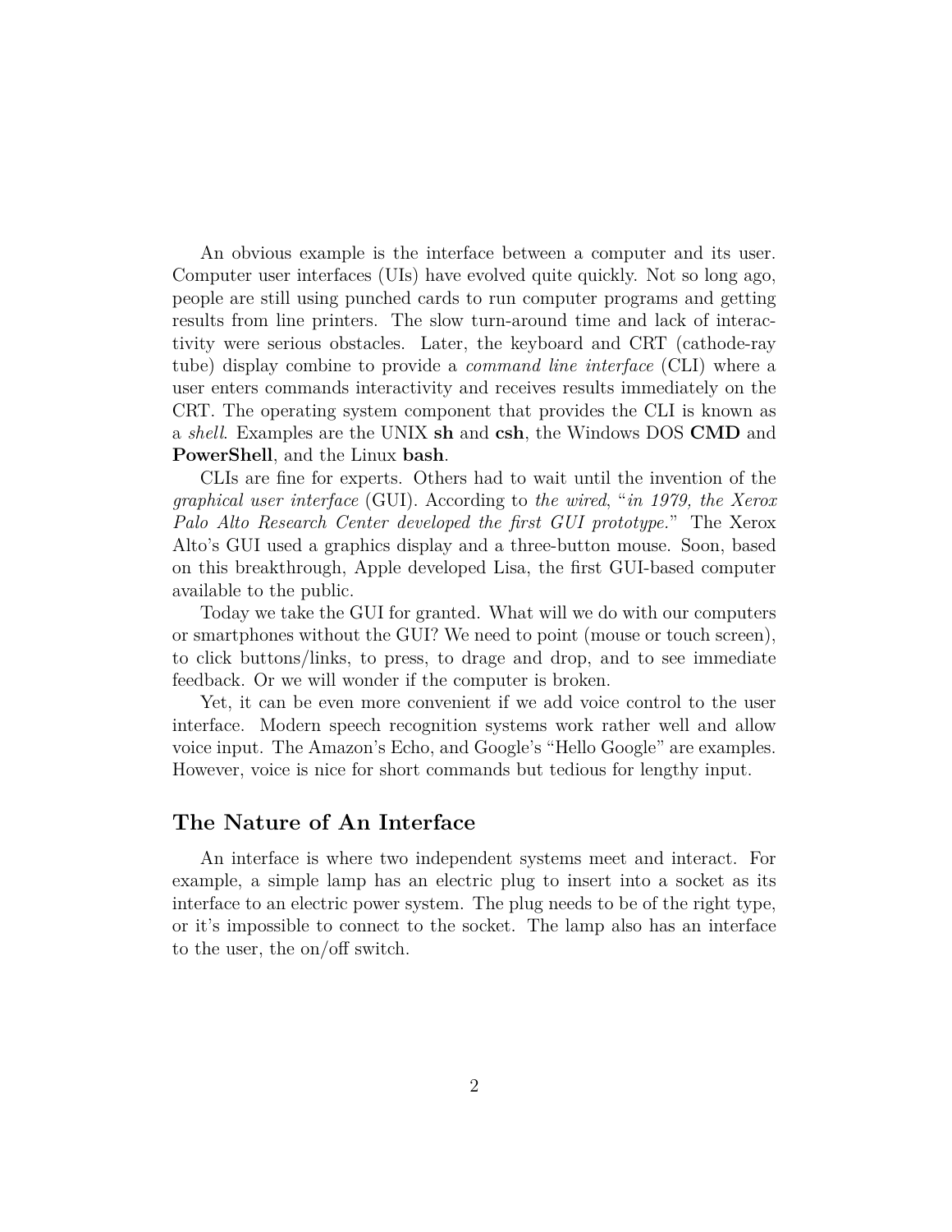An obvious example is the interface between a computer and its user. Computer user interfaces (UIs) have evolved quite quickly. Not so long ago, people are still using punched cards to run computer programs and getting results from line printers. The slow turn-around time and lack of interactivity were serious obstacles. Later, the keyboard and CRT (cathode-ray tube) display combine to provide a *command line interface* (CLI) where a user enters commands interactivity and receives results immediately on the CRT. The operating system component that provides the CLI is known as a *shell*. Examples are the UNIX **sh** and **csh**, the Windows DOS **CMD** and **PowerShell**, and the Linux **bash**.

CLIs are fine for experts. Others had to wait until the invention of the *graphical user interface* (GUI). According to *the wired*, "*in 1979, the Xerox Palo Alto Research Center developed the first GUI prototype.*" The Xerox Alto's GUI used a graphics display and a three-button mouse. Soon, based on this breakthrough, Apple developed Lisa, the first GUI-based computer available to the public.

Today we take the GUI for granted. What will we do with our computers or smartphones without the GUI? We need to point (mouse or touch screen), to click buttons/links, to press, to drage and drop, and to see immediate feedback. Or we will wonder if the computer is broken.

Yet, it can be even more convenient if we add voice control to the user interface. Modern speech recognition systems work rather well and allow voice input. The Amazon's Echo, and Google's "Hello Google" are examples. However, voice is nice for short commands but tedious for lengthy input.

## The Nature of An Interface

An interface is where two independent systems meet and interact. For example, a simple lamp has an electric plug to insert into a socket as its interface to an electric power system. The plug needs to be of the right type, or it's impossible to connect to the socket. The lamp also has an interface to the user, the on/off switch.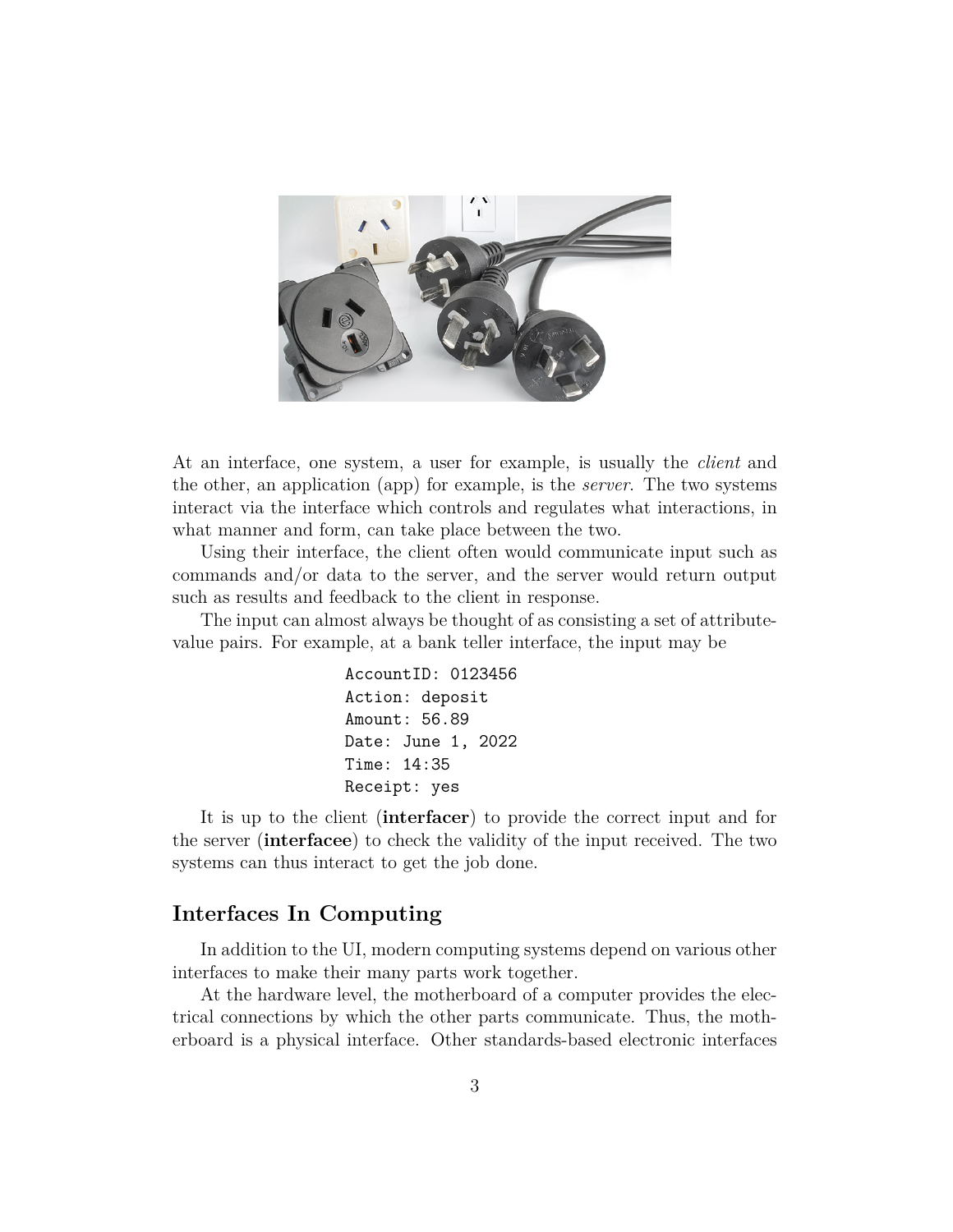At an interface, one system, a user for example, is usually the *client* and the other, an application (app) for example, is the *server*. The two systems interact via the interface which controls and regulates what interactions, in what manner and form, can take place between the two.

Using their interface, the client often would communicate input such as commands and/or data to the server, and the server would return output such as results and feedback to the client in response.

The input can almost always be thought of as consisting a set of attribute-value pairs. For example, at a bank teller interface, the input may be

```
AccountID: 0123456
Action: deposit
Amount: 56.89
Date: June 1, 2022
Time: 14:35
Receipt: yes
```

It is up to the client (**interfacer**) to provide the correct input and for the server (**interfacee**) to check the validity of the input received. The two systems can thus interact to get the job done.

## Interfaces In Computing

In addition to the UI, modern computing systems depend on various other interfaces to make their many parts work together.

At the hardware level, the motherboard of a computer provides the electrical connections by which the other parts communicate. Thus, the motherboard is a physical interface. Other standards-based electronic interfaces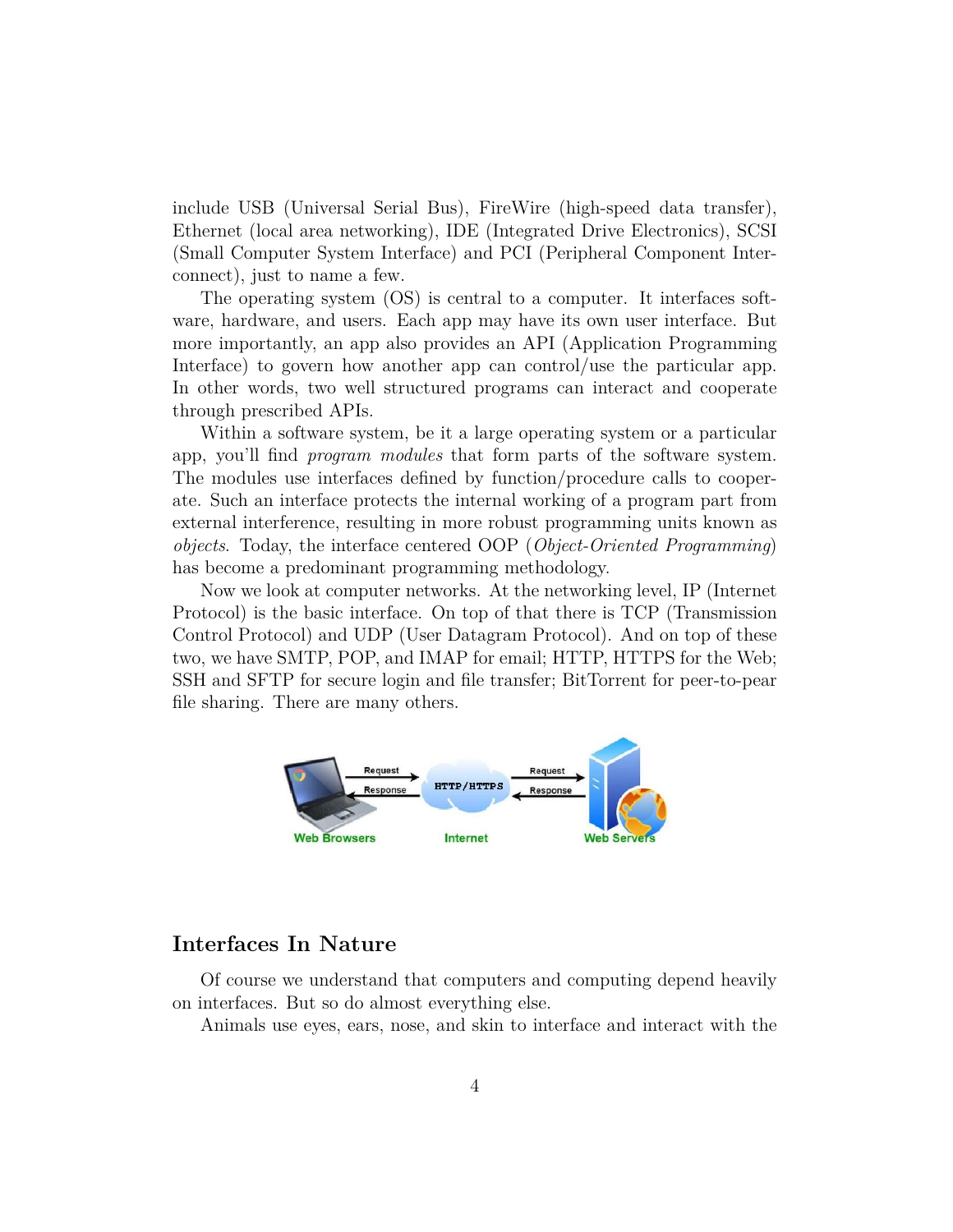include USB (Universal Serial Bus), FireWire (high-speed data transfer), Ethernet (local area networking), IDE (Integrated Drive Electronics), SCSI (Small Computer System Interface) and PCI (Peripheral Component Interconnect), just to name a few.

The operating system (OS) is central to a computer. It interfaces software, hardware, and users. Each app may have its own user interface. But more importantly, an app also provides an API (Application Programming Interface) to govern how another app can control/use the particular app. In other words, two well structured programs can interact and cooperate through prescribed APIs.

Within a software system, be it a large operating system or a particular app, you'll find *program modules* that form parts of the software system. The modules use interfaces defined by function/procedure calls to cooperate. Such an interface protects the internal working of a program part from external interference, resulting in more robust programming units known as *objects*. Today, the interface centered OOP (*Object-Oriented Programming*) has become a predominant programming methodology.

Now we look at computer networks. At the networking level, IP (Internet Protocol) is the basic interface. On top of that there is TCP (Transmission Control Protocol) and UDP (User Datagram Protocol). And on top of these two, we have SMTP, POP, and IMAP for email; HTTP, HTTPS for the Web; SSH and SFTP for secure login and file transfer; BitTorrent for peer-to-pear file sharing. There are many others.

## Interfaces In Nature

Of course we understand that computers and computing depend heavily on interfaces. But so do almost everything else.

Animals use eyes, ears, nose, and skin to interface and interact with the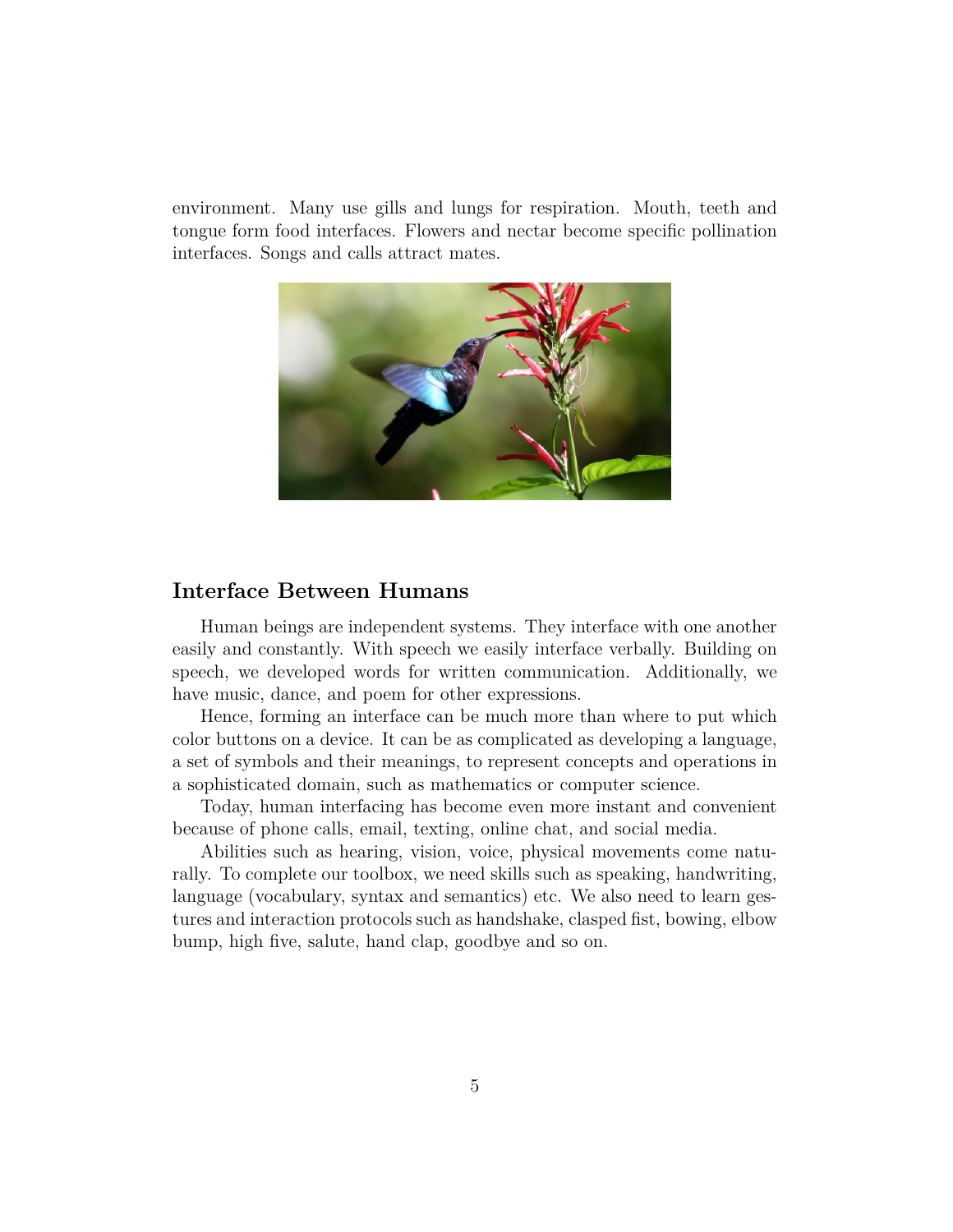environment. Many use gills and lungs for respiration. Mouth, teeth and tongue form food interfaces. Flowers and nectar become specific pollination interfaces. Songs and calls attract mates.

## Interface Between Humans

Human beings are independent systems. They interface with one another easily and constantly. With speech we easily interface verbally. Building on speech, we developed words for written communication. Additionally, we have music, dance, and poem for other expressions.

Hence, forming an interface can be much more than where to put which color buttons on a device. It can be as complicated as developing a language, a set of symbols and their meanings, to represent concepts and operations in a sophisticated domain, such as mathematics or computer science.

Today, human interfacing has become even more instant and convenient because of phone calls, email, texting, online chat, and social media.

Abilities such as hearing, vision, voice, physical movements come naturally. To complete our toolbox, we need skills such as speaking, handwriting, language (vocabulary, syntax and semantics) etc. We also need to learn gestures and interaction protocols such as handshake, clasped fist, bowing, elbow bump, high five, salute, hand clap, goodbye and so on.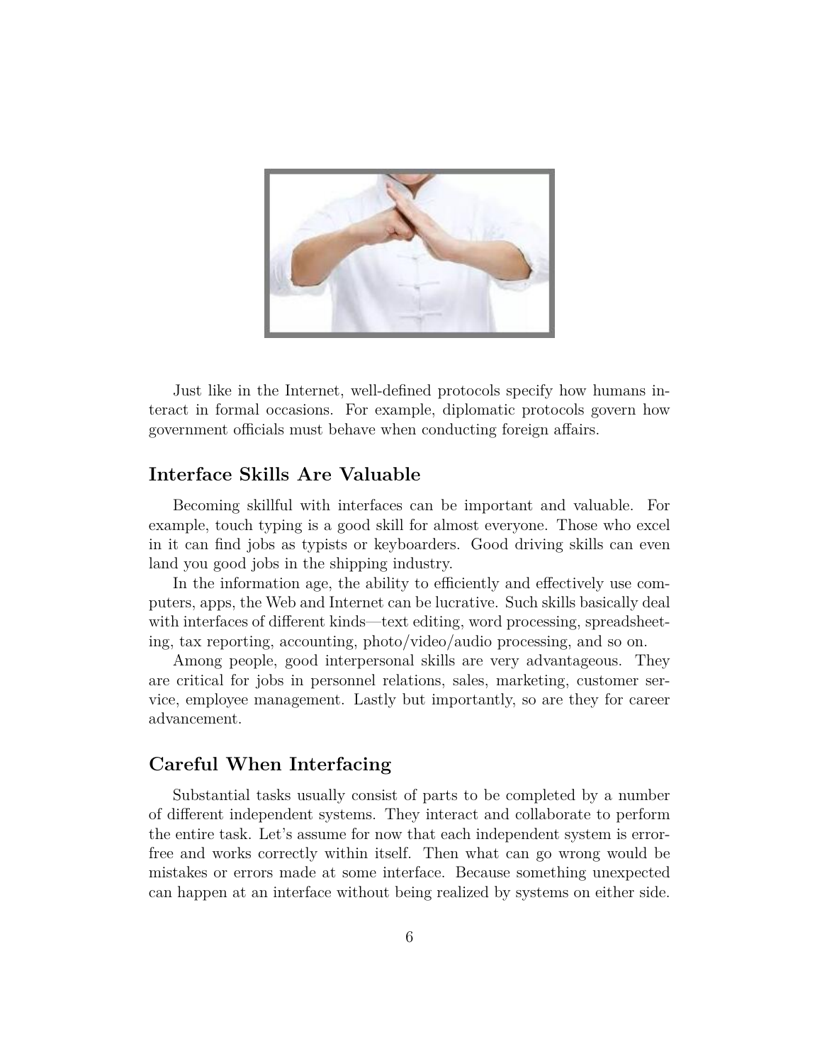Just like in the Internet, well-defined protocols specify how humans interact in formal occasions. For example, diplomatic protocols govern how government officials must behave when conducting foreign affairs.

## Interface Skills Are Valuable

Becoming skillful with interfaces can be important and valuable. For example, touch typing is a good skill for almost everyone. Those who excel in it can find jobs as typists or keyboarders. Good driving skills can even land you good jobs in the shipping industry.

In the information age, the ability to efficiently and effectively use computers, apps, the Web and Internet can be lucrative. Such skills basically deal with interfaces of different kinds—text editing, word processing, spreadsheeting, tax reporting, accounting, photo/video/audio processing, and so on.

Among people, good interpersonal skills are very advantageous. They are critical for jobs in personnel relations, sales, marketing, customer service, employee management. Lastly but importantly, so are they for career advancement.

## Careful When Interfacing

Substantial tasks usually consist of parts to be completed by a number of different independent systems. They interact and collaborate to perform the entire task. Let's assume for now that each independent system is error-free and works correctly within itself. Then what can go wrong would be mistakes or errors made at some interface. Because something unexpected can happen at an interface without being realized by systems on either side.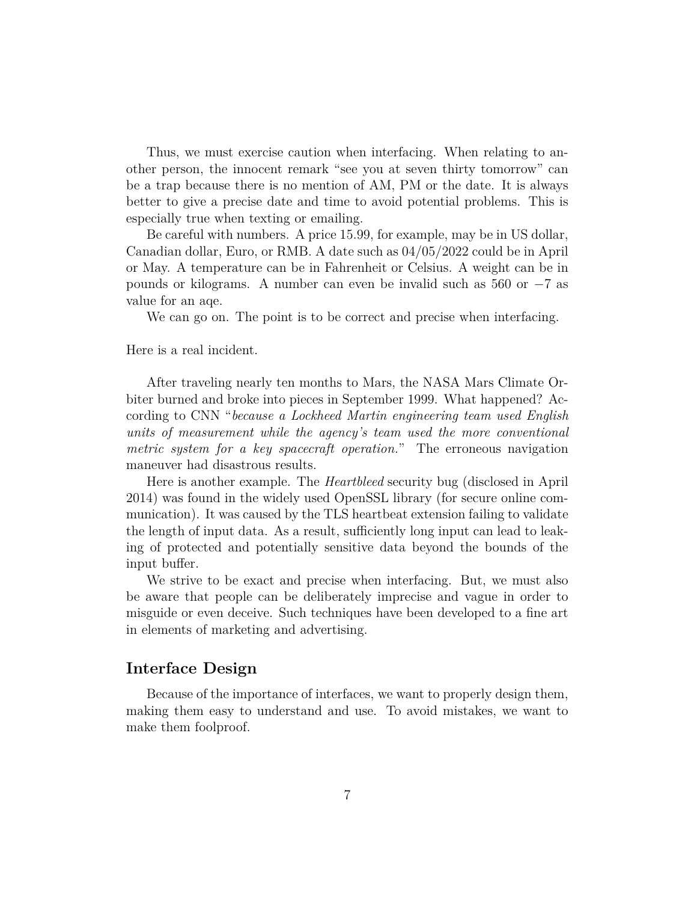Thus, we must exercise caution when interfacing. When relating to another person, the innocent remark "see you at seven thirty tomorrow" can be a trap because there is no mention of AM, PM or the date. It is always better to give a precise date and time to avoid potential problems. This is especially true when texting or emailing.

Be careful with numbers. A price 15.99, for example, may be in US dollar, Canadian dollar, Euro, or RMB. A date such as 04/05/2022 could be in April or May. A temperature can be in Fahrenheit or Celsius. A weight can be in pounds or kilograms. A number can even be invalid such as 560 or $-7$ as value for an aqe.

We can go on. The point is to be correct and precise when interfacing.

Here is a real incident.

After traveling nearly ten months to Mars, the NASA Mars Climate Orbiter burned and broke into pieces in September 1999. What happened? According to CNN "*because a Lockheed Martin engineering team used English units of measurement while the agency's team used the more conventional metric system for a key spacecraft operation.*" The erroneous navigation maneuver had disastrous results.

Here is another example. The *Heartbleed* security bug (disclosed in April 2014) was found in the widely used OpenSSL library (for secure online communication). It was caused by the TLS heartbeat extension failing to validate the length of input data. As a result, sufficiently long input can lead to leaking of protected and potentially sensitive data beyond the bounds of the input buffer.

We strive to be exact and precise when interfacing. But, we must also be aware that people can be deliberately imprecise and vague in order to misguide or even deceive. Such techniques have been developed to a fine art in elements of marketing and advertising.

## Interface Design

Because of the importance of interfaces, we want to properly design them, making them easy to understand and use. To avoid mistakes, we want to make them foolproof.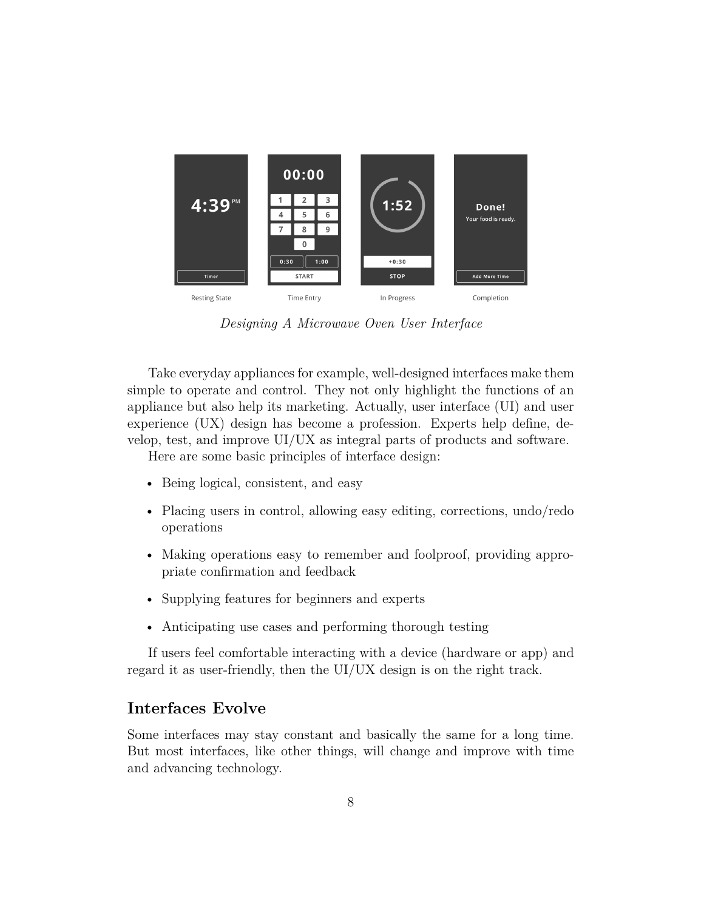Resting State Time Entry In Progress Completion

*Designing A Microwave Oven User Interface*

Take everyday appliances for example, well-designed interfaces make them simple to operate and control. They not only highlight the functions of an appliance but also help its marketing. Actually, user interface (UI) and user experience (UX) design has become a profession. Experts help define, develop, test, and improve UI/UX as integral parts of products and software.

Here are some basic principles of interface design:

- Being logical, consistent, and easy
- Placing users in control, allowing easy editing, corrections, undo/redo operations
- Making operations easy to remember and foolproof, providing appropriate confirmation and feedback
- Supplying features for beginners and experts
- Anticipating use cases and performing thorough testing

If users feel comfortable interacting with a device (hardware or app) and regard it as user-friendly, then the UI/UX design is on the right track.

## Interfaces Evolve

Some interfaces may stay constant and basically the same for a long time. But most interfaces, like other things, will change and improve with time and advancing technology.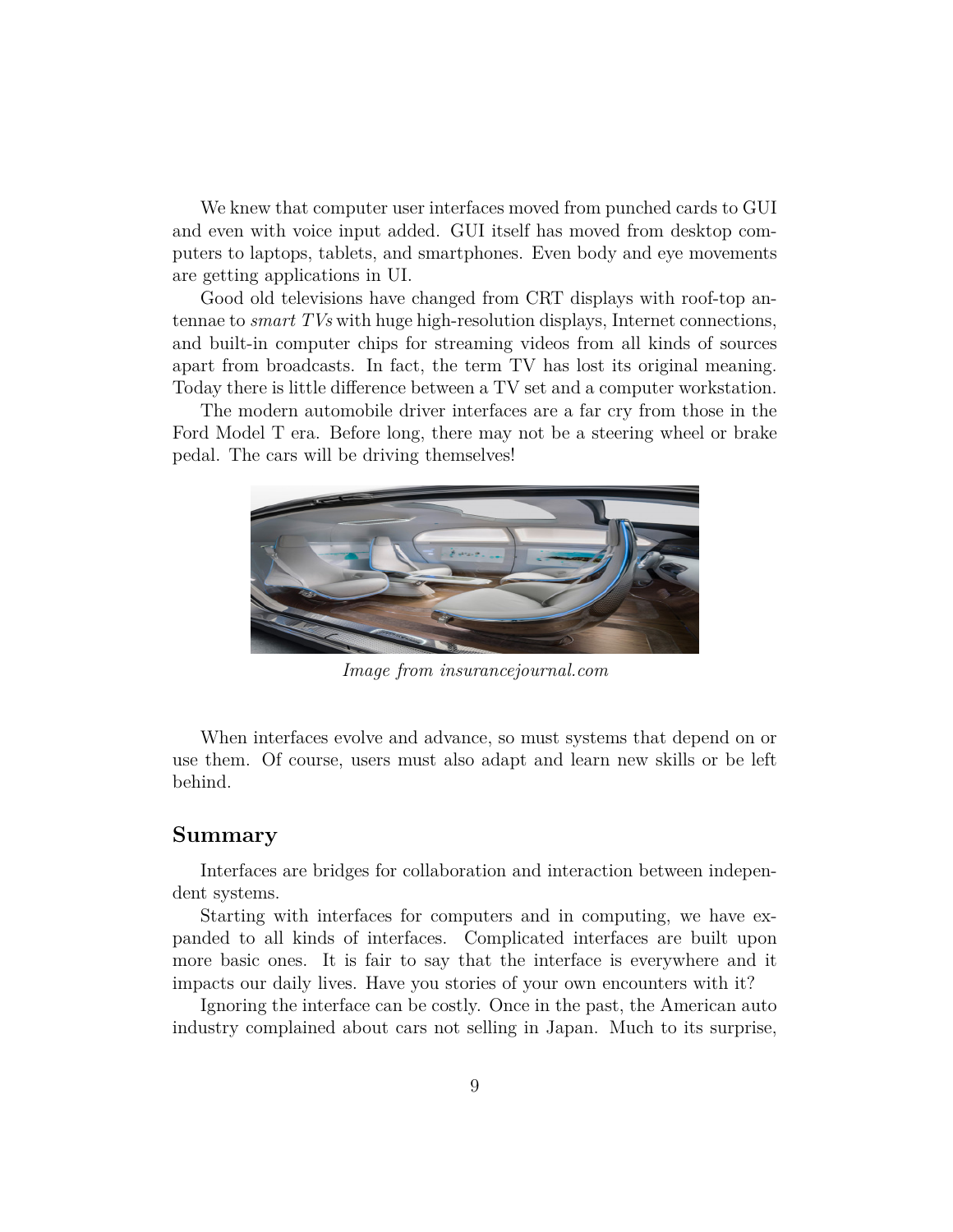We knew that computer user interfaces moved from punched cards to GUI and even with voice input added. GUI itself has moved from desktop computers to laptops, tablets, and smartphones. Even body and eye movements are getting applications in UI.

Good old televisions have changed from CRT displays with roof-top antennae to *smart TVs* with huge high-resolution displays, Internet connections, and built-in computer chips for streaming videos from all kinds of sources apart from broadcasts. In fact, the term TV has lost its original meaning. Today there is little difference between a TV set and a computer workstation.

The modern automobile driver interfaces are a far cry from those in the Ford Model T era. Before long, there may not be a steering wheel or brake pedal. The cars will be driving themselves!

*Image from insurancejournal.com*

When interfaces evolve and advance, so must systems that depend on or use them. Of course, users must also adapt and learn new skills or be left behind.

## Summary

Interfaces are bridges for collaboration and interaction between independent systems.

Starting with interfaces for computers and in computing, we have expanded to all kinds of interfaces. Complicated interfaces are built upon more basic ones. It is fair to say that the interface is everywhere and it impacts our daily lives. Have you stories of your own encounters with it?

Ignoring the interface can be costly. Once in the past, the American auto industry complained about cars not selling in Japan. Much to its surprise,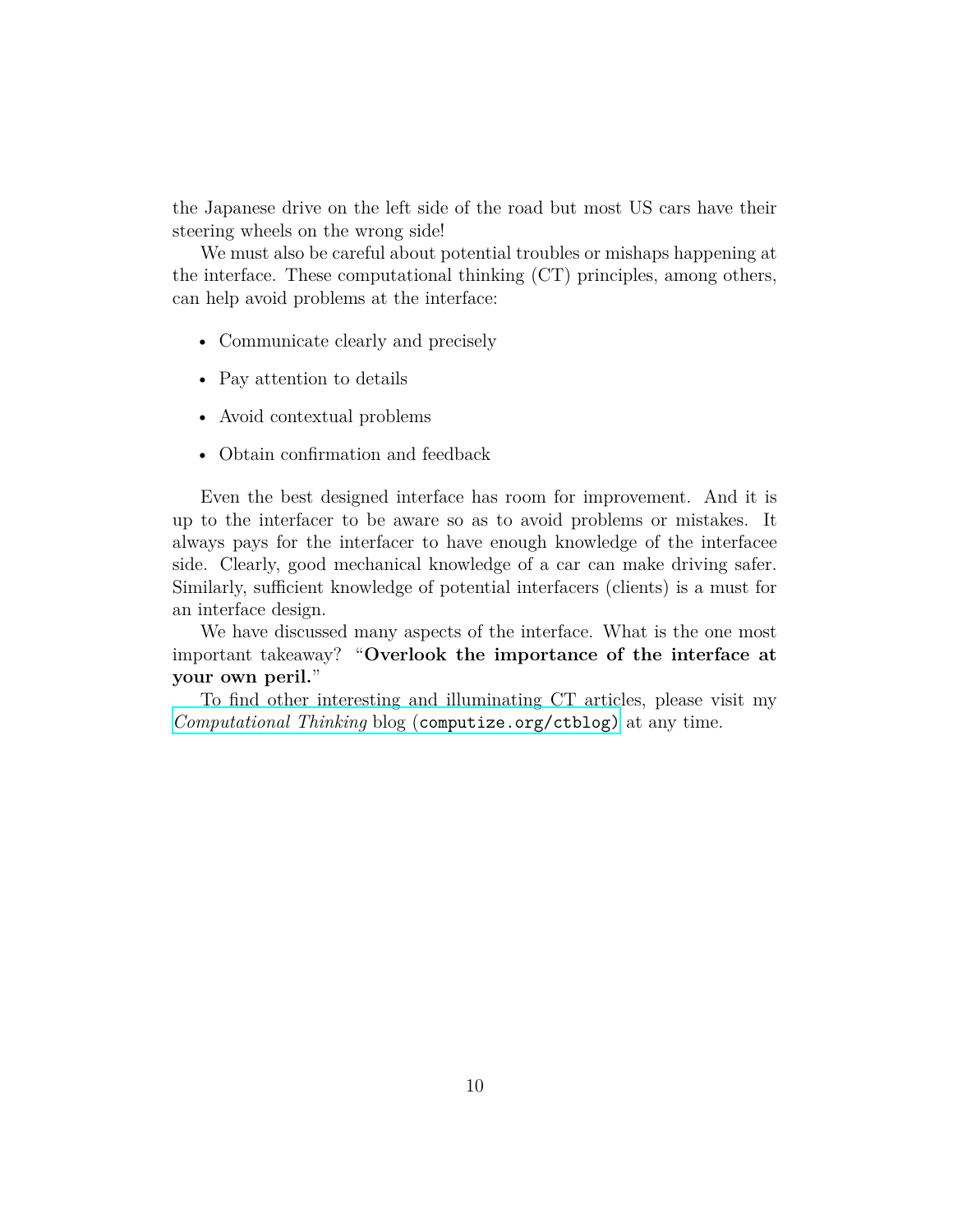the Japanese drive on the left side of the road but most US cars have their steering wheels on the wrong side!

We must also be careful about potential troubles or mishaps happening at the interface. These computational thinking (CT) principles, among others, can help avoid problems at the interface:

- Communicate clearly and precisely
- Pay attention to details
- Avoid contextual problems
- Obtain confirmation and feedback

Even the best designed interface has room for improvement. And it is up to the interfacer to be aware so as to avoid problems or mistakes. It always pays for the interfacer to have enough knowledge of the interfacee side. Clearly, good mechanical knowledge of a car can make driving safer. Similarly, sufficient knowledge of potential interfacers (clients) is a must for an interface design.

We have discussed many aspects of the interface. What is the one most important takeaway? "**Overlook the importance of the interface at your own peril.**"

To find other interesting and illuminating CT articles, please visit my *Computational Thinking* blog (`computize.org/ctblog`) at any time.